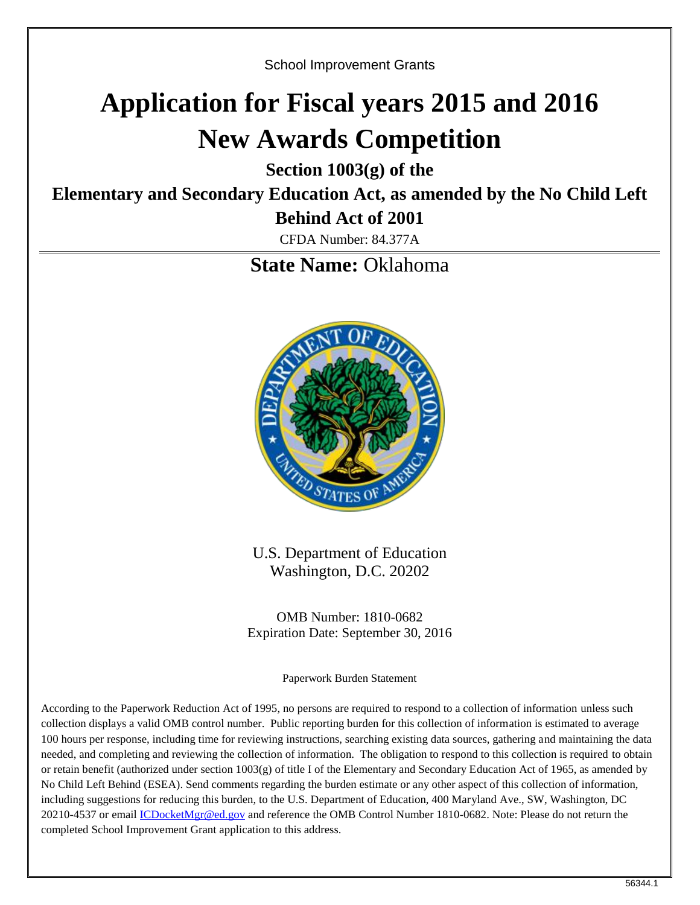School Improvement Grants

# Application for Fiscal years 2015 and 2016 New Awards Competition

## Section 1003(g) of the Elementary and Secondary Education Act, as amended by the No Child Left Behind Act of 2001

CFDA Number: 84.377A

## State Name: Oklahoma

U.S. Department of Education
Washington, D.C. 20202

OMB Number: 1810-0682
Expiration Date: September 30, 2016

Paperwork Burden Statement

According to the Paperwork Reduction Act of 1995, no persons are required to respond to a collection of information unless such collection displays a valid OMB control number. Public reporting burden for this collection of information is estimated to average 100 hours per response, including time for reviewing instructions, searching existing data sources, gathering and maintaining the data needed, and completing and reviewing the collection of information. The obligation to respond to this collection is required to obtain or retain benefit (authorized under section 1003(g) of title I of the Elementary and Secondary Education Act of 1965, as amended by No Child Left Behind (ESEA). Send comments regarding the burden estimate or any other aspect of this collection of information, including suggestions for reducing this burden, to the U.S. Department of Education, 400 Maryland Ave., SW, Washington, DC 20210-4537 or email ICDocketMgr@ed.gov and reference the OMB Control Number 1810-0682. Note: Please do not return the completed School Improvement Grant application to this address.

56344.1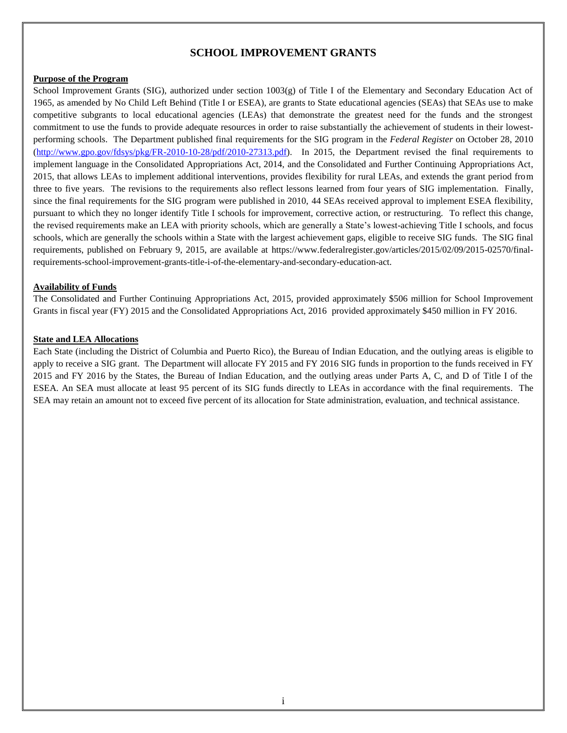# SCHOOL IMPROVEMENT GRANTS

**Purpose of the Program**

School Improvement Grants (SIG), authorized under section 1003(g) of Title I of the Elementary and Secondary Education Act of 1965, as amended by No Child Left Behind (Title I or ESEA), are grants to State educational agencies (SEAs) that SEAs use to make competitive subgrants to local educational agencies (LEAs) that demonstrate the greatest need for the funds and the strongest commitment to use the funds to provide adequate resources in order to raise substantially the achievement of students in their lowest-performing schools. The Department published final requirements for the SIG program in the *Federal Register* on October 28, 2010 (http://www.gpo.gov/fdsys/pkg/FR-2010-10-28/pdf/2010-27313.pdf). In 2015, the Department revised the final requirements to implement language in the Consolidated Appropriations Act, 2014, and the Consolidated and Further Continuing Appropriations Act, 2015, that allows LEAs to implement additional interventions, provides flexibility for rural LEAs, and extends the grant period from three to five years. The revisions to the requirements also reflect lessons learned from four years of SIG implementation. Finally, since the final requirements for the SIG program were published in 2010, 44 SEAs received approval to implement ESEA flexibility, pursuant to which they no longer identify Title I schools for improvement, corrective action, or restructuring. To reflect this change, the revised requirements make an LEA with priority schools, which are generally a State's lowest-achieving Title I schools, and focus schools, which are generally the schools within a State with the largest achievement gaps, eligible to receive SIG funds. The SIG final requirements, published on February 9, 2015, are available at https://www.federalregister.gov/articles/2015/02/09/2015-02570/final-requirements-school-improvement-grants-title-i-of-the-elementary-and-secondary-education-act.

**Availability of Funds**

The Consolidated and Further Continuing Appropriations Act, 2015, provided approximately $506 million for School Improvement Grants in fiscal year (FY) 2015 and the Consolidated Appropriations Act, 2016 provided approximately $450 million in FY 2016.

**State and LEA Allocations**

Each State (including the District of Columbia and Puerto Rico), the Bureau of Indian Education, and the outlying areas is eligible to apply to receive a SIG grant. The Department will allocate FY 2015 and FY 2016 SIG funds in proportion to the funds received in FY 2015 and FY 2016 by the States, the Bureau of Indian Education, and the outlying areas under Parts A, C, and D of Title I of the ESEA. An SEA must allocate at least 95 percent of its SIG funds directly to LEAs in accordance with the final requirements. The SEA may retain an amount not to exceed five percent of its allocation for State administration, evaluation, and technical assistance.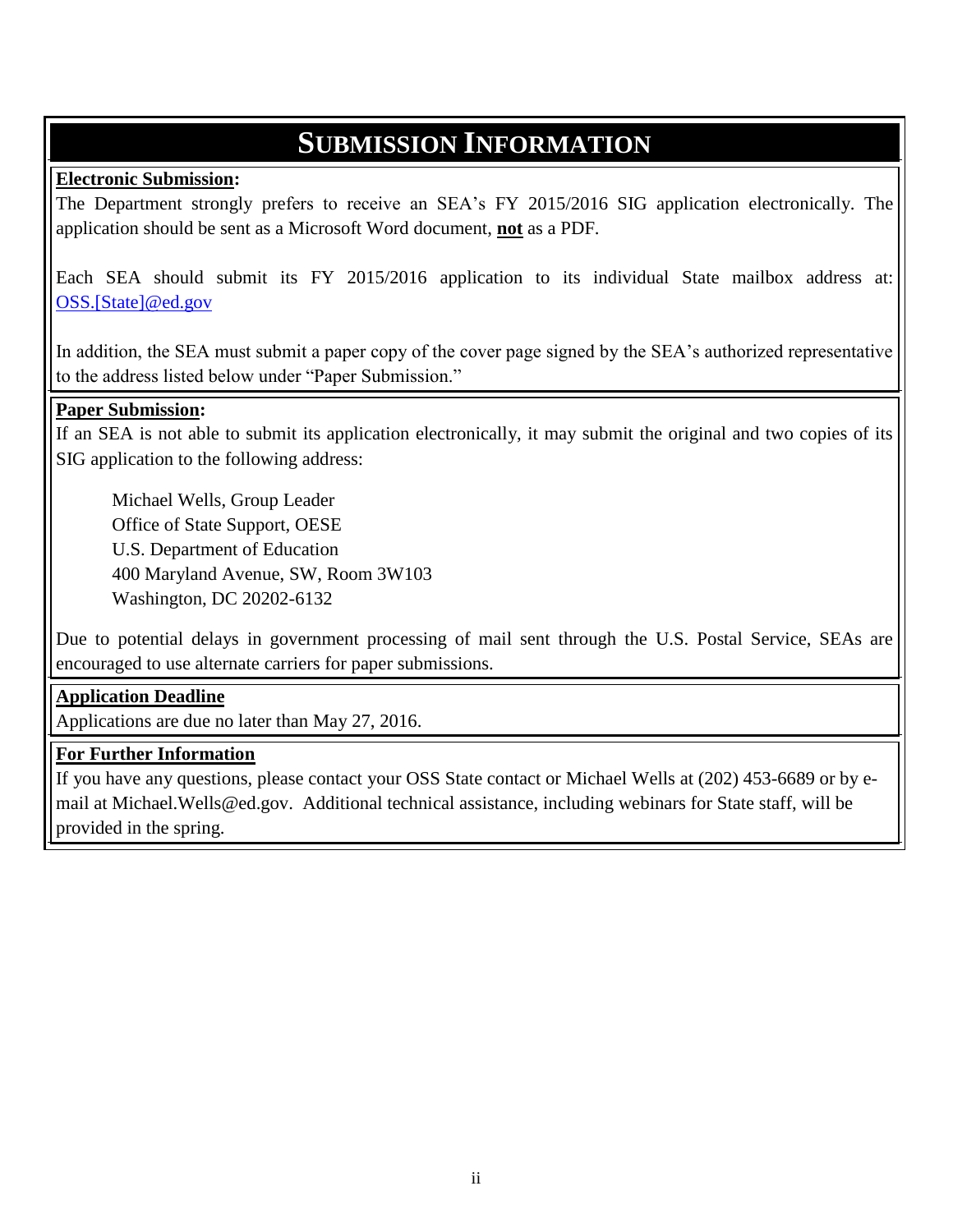# SUBMISSION INFORMATION

**Electronic Submission:**

The Department strongly prefers to receive an SEA's FY 2015/2016 SIG application electronically. The application should be sent as a Microsoft Word document, **not** as a PDF.

Each SEA should submit its FY 2015/2016 application to its individual State mailbox address at: OSS.[State]@ed.gov

In addition, the SEA must submit a paper copy of the cover page signed by the SEA's authorized representative to the address listed below under "Paper Submission."

**Paper Submission:**

If an SEA is not able to submit its application electronically, it may submit the original and two copies of its SIG application to the following address:

Michael Wells, Group Leader
Office of State Support, OESE
U.S. Department of Education
400 Maryland Avenue, SW, Room 3W103
Washington, DC 20202-6132

Due to potential delays in government processing of mail sent through the U.S. Postal Service, SEAs are encouraged to use alternate carriers for paper submissions.

**Application Deadline**

Applications are due no later than May 27, 2016.

**For Further Information**

If you have any questions, please contact your OSS State contact or Michael Wells at (202) 453-6689 or by e-mail at Michael.Wells@ed.gov. Additional technical assistance, including webinars for State staff, will be provided in the spring.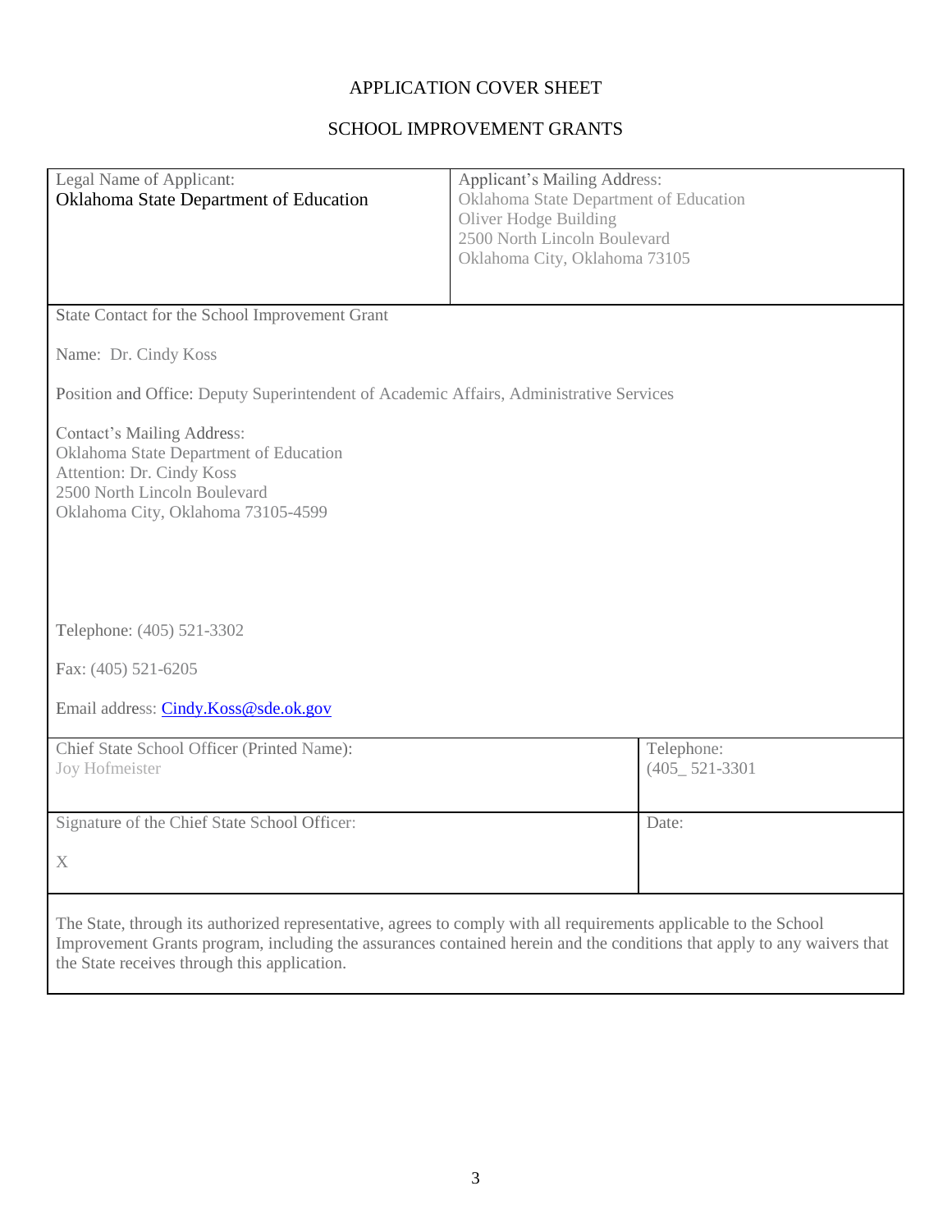# APPLICATION COVER SHEET

## SCHOOL IMPROVEMENT GRANTS

| Legal Name of Applicant:<br>Oklahoma State Department of Education | Applicant's Mailing Address:<br>Oklahoma State Department of Education<br>Oliver Hodge Building<br>2500 North Lincoln Boulevard<br>Oklahoma City, Oklahoma 73105 |
|---|---|

State Contact for the School Improvement Grant

Name: Dr. Cindy Koss

Position and Office: Deputy Superintendent of Academic Affairs, Administrative Services

Contact's Mailing Address:
Oklahoma State Department of Education
Attention: Dr. Cindy Koss
2500 North Lincoln Boulevard
Oklahoma City, Oklahoma 73105-4599

Telephone: (405) 521-3302

Fax: (405) 521-6205

Email address: Cindy.Koss@sde.ok.gov

| Chief State School Officer (Printed Name):<br>Joy Hofmeister | Telephone:<br>(405_ 521-3301 |
|---|---|
| Signature of the Chief State School Officer:<br><br>X | Date: |

The State, through its authorized representative, agrees to comply with all requirements applicable to the School Improvement Grants program, including the assurances contained herein and the conditions that apply to any waivers that the State receives through this application.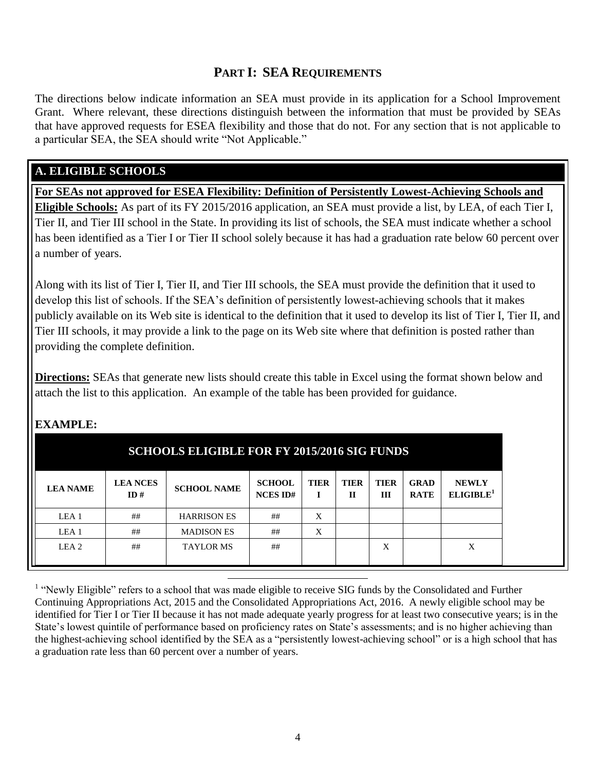# PART I: SEA REQUIREMENTS

The directions below indicate information an SEA must provide in its application for a School Improvement Grant. Where relevant, these directions distinguish between the information that must be provided by SEAs that have approved requests for ESEA flexibility and those that do not. For any section that is not applicable to a particular SEA, the SEA should write "Not Applicable."

## A. ELIGIBLE SCHOOLS

**For SEAs not approved for ESEA Flexibility: Definition of Persistently Lowest-Achieving Schools and Eligible Schools:** As part of its FY 2015/2016 application, an SEA must provide a list, by LEA, of each Tier I, Tier II, and Tier III school in the State. In providing its list of schools, the SEA must indicate whether a school has been identified as a Tier I or Tier II school solely because it has had a graduation rate below 60 percent over a number of years.

Along with its list of Tier I, Tier II, and Tier III schools, the SEA must provide the definition that it used to develop this list of schools. If the SEA's definition of persistently lowest-achieving schools that it makes publicly available on its Web site is identical to the definition that it used to develop its list of Tier I, Tier II, and Tier III schools, it may provide a link to the page on its Web site where that definition is posted rather than providing the complete definition.

**Directions:** SEAs that generate new lists should create this table in Excel using the format shown below and attach the list to this application. An example of the table has been provided for guidance.

### EXAMPLE:

**SCHOOLS ELIGIBLE FOR FY 2015/2016 SIG FUNDS**

| LEA NAME | LEA NCES ID # | SCHOOL NAME | SCHOOL NCES ID# | TIER I | TIER II | TIER III | GRAD RATE | NEWLY ELIGIBLE[1] |
|---|---|---|---|---|---|---|---|---|
| LEA 1 | ## | HARRISON ES | ## | X | | | | |
| LEA 1 | ## | MADISON ES | ## | X | | | | |
| LEA 2 | ## | TAYLOR MS | ## | | | X | | X |

[1] "Newly Eligible" refers to a school that was made eligible to receive SIG funds by the Consolidated and Further Continuing Appropriations Act, 2015 and the Consolidated Appropriations Act, 2016. A newly eligible school may be identified for Tier I or Tier II because it has not made adequate yearly progress for at least two consecutive years; is in the State's lowest quintile of performance based on proficiency rates on State's assessments; and is no higher achieving than the highest-achieving school identified by the SEA as a "persistently lowest-achieving school" or is a high school that has a graduation rate less than 60 percent over a number of years.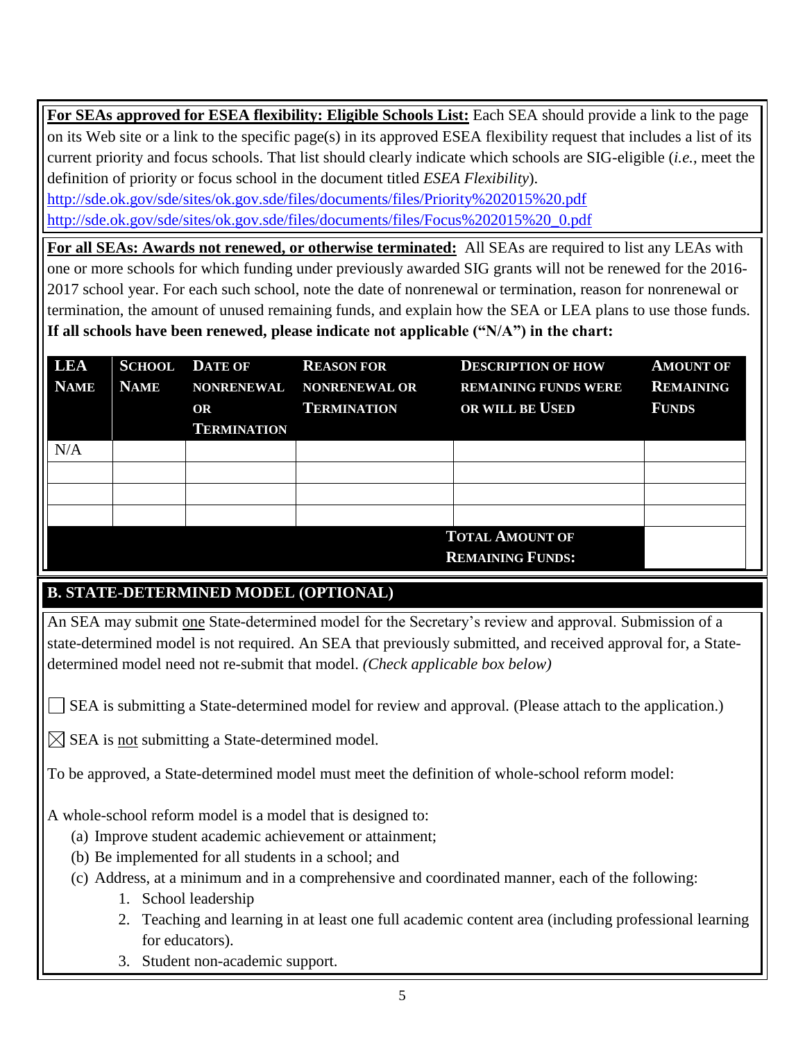**For SEAs approved for ESEA flexibility: Eligible Schools List:** Each SEA should provide a link to the page on its Web site or a link to the specific page(s) in its approved ESEA flexibility request that includes a list of its current priority and focus schools. That list should clearly indicate which schools are SIG-eligible (*i.e.*, meet the definition of priority or focus school in the document titled *ESEA Flexibility*).

http://sde.ok.gov/sde/sites/ok.gov.sde/files/documents/files/Priority%202015%20.pdf
http://sde.ok.gov/sde/sites/ok.gov.sde/files/documents/files/Focus%202015%20_0.pdf

**For all SEAs: Awards not renewed, or otherwise terminated:** All SEAs are required to list any LEAs with one or more schools for which funding under previously awarded SIG grants will not be renewed for the 2016-2017 school year. For each such school, note the date of nonrenewal or termination, reason for nonrenewal or termination, the amount of unused remaining funds, and explain how the SEA or LEA plans to use those funds. **If all schools have been renewed, please indicate not applicable ("N/A") in the chart:**

| LEA Name | School Name | Date of Nonrenewal or Termination | Reason for Nonrenewal or Termination | Description of How Remaining Funds Were or Will Be Used | Amount of Remaining Funds |
|---|---|---|---|---|---|
| N/A | | | | | |
| | | | | | |
| | | | | | |
| | | | | | |
| | | | | **Total Amount of Remaining Funds:** | |

## B. STATE-DETERMINED MODEL (OPTIONAL)

An SEA may submit one State-determined model for the Secretary's review and approval. Submission of a state-determined model is not required. An SEA that previously submitted, and received approval for, a State-determined model need not re-submit that model. *(Check applicable box below)*

☐ SEA is submitting a State-determined model for review and approval. (Please attach to the application.)

☒ SEA is not submitting a State-determined model.

To be approved, a State-determined model must meet the definition of whole-school reform model:

A whole-school reform model is a model that is designed to:

(a) Improve student academic achievement or attainment;
(b) Be implemented for all students in a school; and
(c) Address, at a minimum and in a comprehensive and coordinated manner, each of the following:
   1. School leadership
   2. Teaching and learning in at least one full academic content area (including professional learning for educators).
   3. Student non-academic support.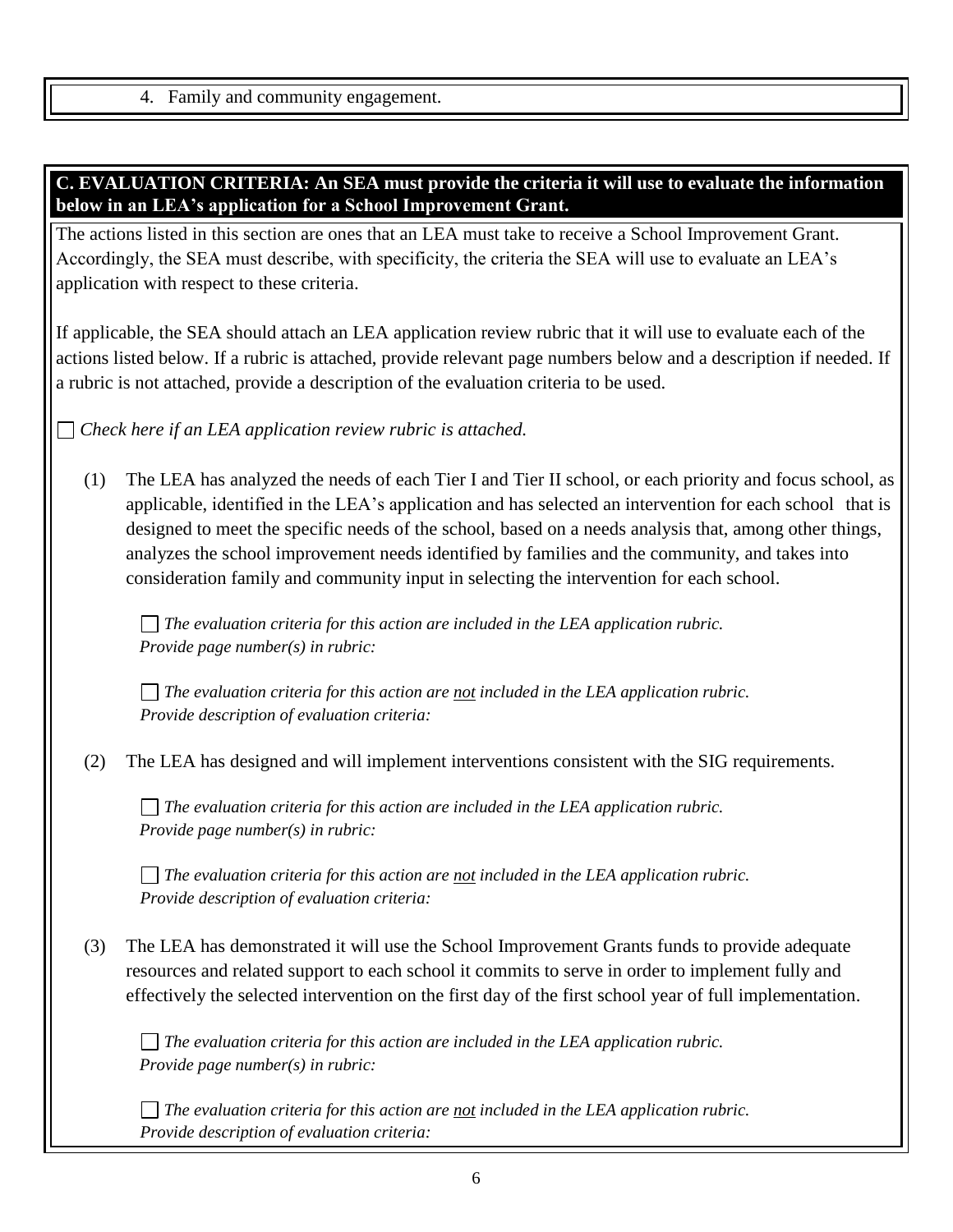4. Family and community engagement.

## C. EVALUATION CRITERIA: An SEA must provide the criteria it will use to evaluate the information below in an LEA's application for a School Improvement Grant.

The actions listed in this section are ones that an LEA must take to receive a School Improvement Grant. Accordingly, the SEA must describe, with specificity, the criteria the SEA will use to evaluate an LEA's application with respect to these criteria.

If applicable, the SEA should attach an LEA application review rubric that it will use to evaluate each of the actions listed below. If a rubric is attached, provide relevant page numbers below and a description if needed. If a rubric is not attached, provide a description of the evaluation criteria to be used.

☐ *Check here if an LEA application review rubric is attached.*

(1) The LEA has analyzed the needs of each Tier I and Tier II school, or each priority and focus school, as applicable, identified in the LEA's application and has selected an intervention for each school that is designed to meet the specific needs of the school, based on a needs analysis that, among other things, analyzes the school improvement needs identified by families and the community, and takes into consideration family and community input in selecting the intervention for each school.

☐ *The evaluation criteria for this action are included in the LEA application rubric. Provide page number(s) in rubric:*

☐ *The evaluation criteria for this action are not included in the LEA application rubric. Provide description of evaluation criteria:*

(2) The LEA has designed and will implement interventions consistent with the SIG requirements.

☐ *The evaluation criteria for this action are included in the LEA application rubric. Provide page number(s) in rubric:*

☐ *The evaluation criteria for this action are not included in the LEA application rubric. Provide description of evaluation criteria:*

(3) The LEA has demonstrated it will use the School Improvement Grants funds to provide adequate resources and related support to each school it commits to serve in order to implement fully and effectively the selected intervention on the first day of the first school year of full implementation.

☐ *The evaluation criteria for this action are included in the LEA application rubric. Provide page number(s) in rubric:*

☐ *The evaluation criteria for this action are not included in the LEA application rubric. Provide description of evaluation criteria:*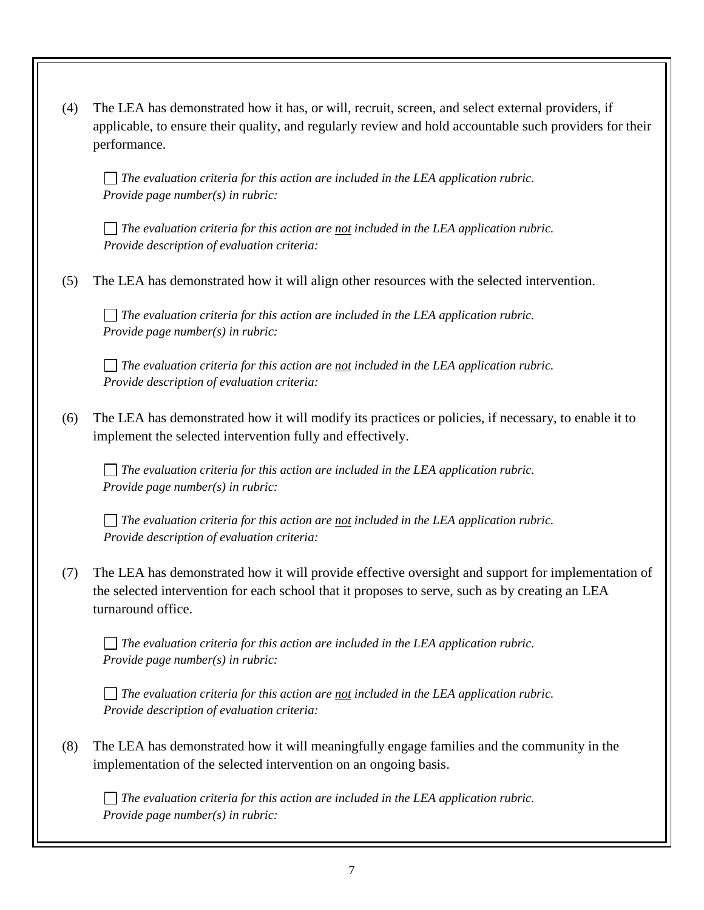(4) The LEA has demonstrated how it has, or will, recruit, screen, and select external providers, if applicable, to ensure their quality, and regularly review and hold accountable such providers for their performance.

☐ *The evaluation criteria for this action are included in the LEA application rubric. Provide page number(s) in rubric:*

☐ *The evaluation criteria for this action are <u>not</u> included in the LEA application rubric. Provide description of evaluation criteria:*

(5) The LEA has demonstrated how it will align other resources with the selected intervention.

☐ *The evaluation criteria for this action are included in the LEA application rubric. Provide page number(s) in rubric:*

☐ *The evaluation criteria for this action are <u>not</u> included in the LEA application rubric. Provide description of evaluation criteria:*

(6) The LEA has demonstrated how it will modify its practices or policies, if necessary, to enable it to implement the selected intervention fully and effectively.

☐ *The evaluation criteria for this action are included in the LEA application rubric. Provide page number(s) in rubric:*

☐ *The evaluation criteria for this action are <u>not</u> included in the LEA application rubric. Provide description of evaluation criteria:*

(7) The LEA has demonstrated how it will provide effective oversight and support for implementation of the selected intervention for each school that it proposes to serve, such as by creating an LEA turnaround office.

☐ *The evaluation criteria for this action are included in the LEA application rubric. Provide page number(s) in rubric:*

☐ *The evaluation criteria for this action are <u>not</u> included in the LEA application rubric. Provide description of evaluation criteria:*

(8) The LEA has demonstrated how it will meaningfully engage families and the community in the implementation of the selected intervention on an ongoing basis.

☐ *The evaluation criteria for this action are included in the LEA application rubric. Provide page number(s) in rubric:*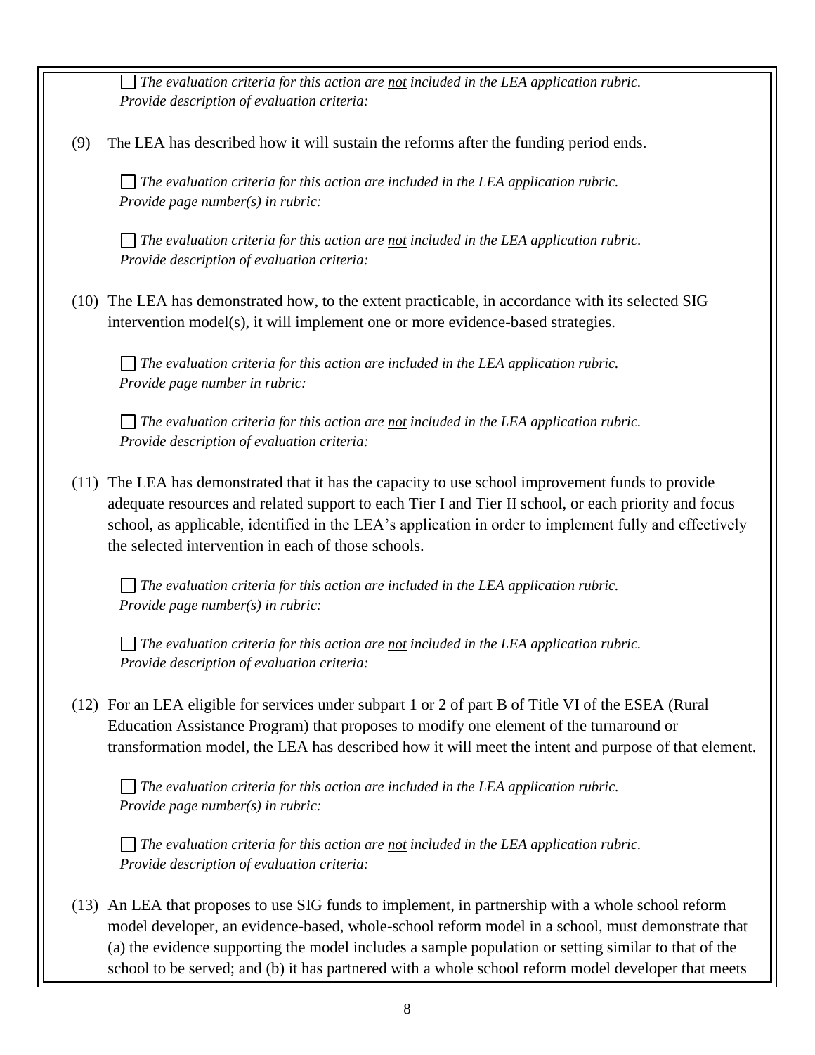☐ *The evaluation criteria for this action are <u>not</u> included in the LEA application rubric. Provide description of evaluation criteria:*

(9) The LEA has described how it will sustain the reforms after the funding period ends.

☐ *The evaluation criteria for this action are included in the LEA application rubric. Provide page number(s) in rubric:*

☐ *The evaluation criteria for this action are <u>not</u> included in the LEA application rubric. Provide description of evaluation criteria:*

(10) The LEA has demonstrated how, to the extent practicable, in accordance with its selected SIG intervention model(s), it will implement one or more evidence-based strategies.

☐ *The evaluation criteria for this action are included in the LEA application rubric. Provide page number in rubric:*

☐ *The evaluation criteria for this action are <u>not</u> included in the LEA application rubric. Provide description of evaluation criteria:*

(11) The LEA has demonstrated that it has the capacity to use school improvement funds to provide adequate resources and related support to each Tier I and Tier II school, or each priority and focus school, as applicable, identified in the LEA's application in order to implement fully and effectively the selected intervention in each of those schools.

☐ *The evaluation criteria for this action are included in the LEA application rubric. Provide page number(s) in rubric:*

☐ *The evaluation criteria for this action are <u>not</u> included in the LEA application rubric. Provide description of evaluation criteria:*

(12) For an LEA eligible for services under subpart 1 or 2 of part B of Title VI of the ESEA (Rural Education Assistance Program) that proposes to modify one element of the turnaround or transformation model, the LEA has described how it will meet the intent and purpose of that element.

☐ *The evaluation criteria for this action are included in the LEA application rubric. Provide page number(s) in rubric:*

☐ *The evaluation criteria for this action are <u>not</u> included in the LEA application rubric. Provide description of evaluation criteria:*

(13) An LEA that proposes to use SIG funds to implement, in partnership with a whole school reform model developer, an evidence-based, whole-school reform model in a school, must demonstrate that (a) the evidence supporting the model includes a sample population or setting similar to that of the school to be served; and (b) it has partnered with a whole school reform model developer that meets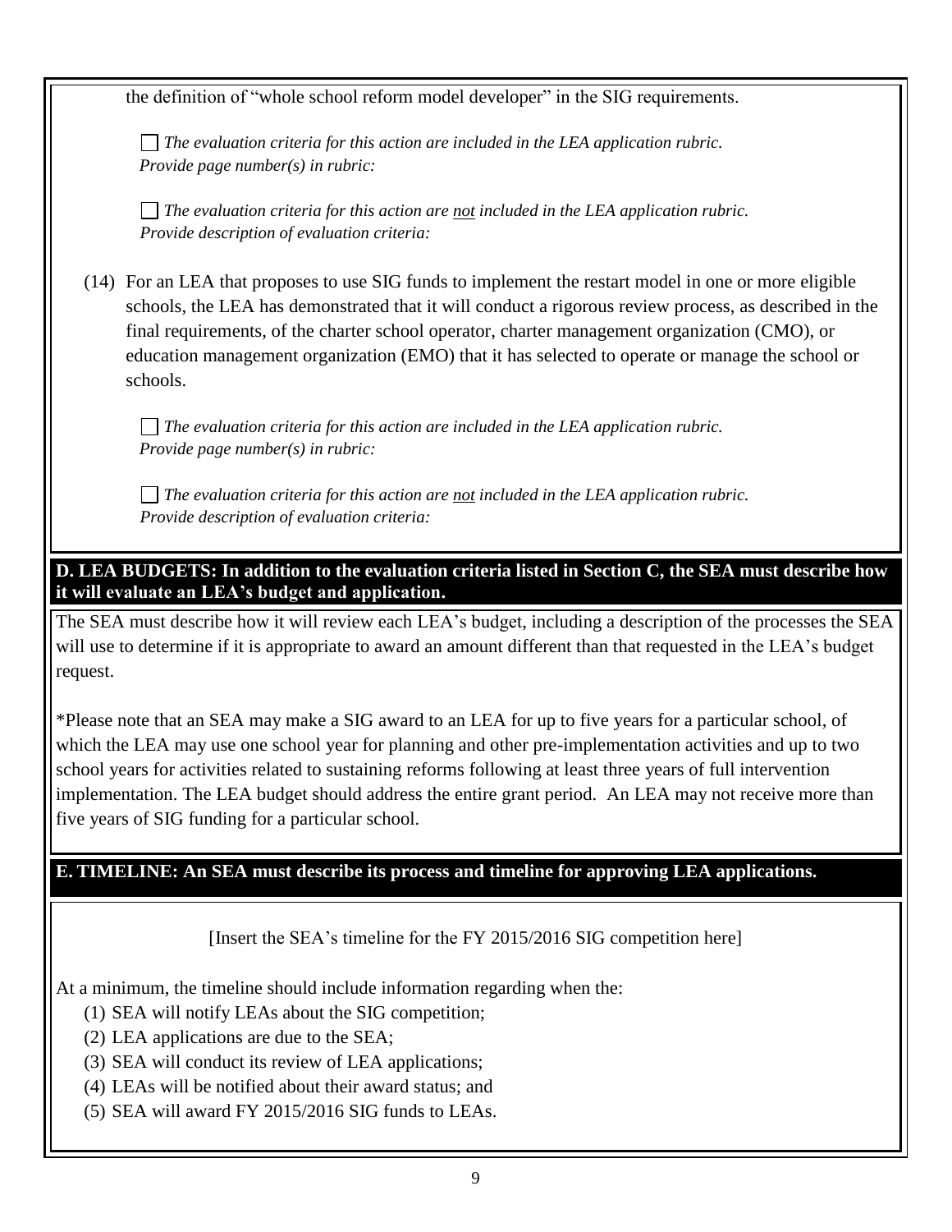the definition of "whole school reform model developer" in the SIG requirements.

☐ *The evaluation criteria for this action are included in the LEA application rubric. Provide page number(s) in rubric:*

☐ *The evaluation criteria for this action are <u>not</u> included in the LEA application rubric. Provide description of evaluation criteria:*

(14) For an LEA that proposes to use SIG funds to implement the restart model in one or more eligible schools, the LEA has demonstrated that it will conduct a rigorous review process, as described in the final requirements, of the charter school operator, charter management organization (CMO), or education management organization (EMO) that it has selected to operate or manage the school or schools.

☐ *The evaluation criteria for this action are included in the LEA application rubric. Provide page number(s) in rubric:*

☐ *The evaluation criteria for this action are <u>not</u> included in the LEA application rubric. Provide description of evaluation criteria:*

**D. LEA BUDGETS: In addition to the evaluation criteria listed in Section C, the SEA must describe how it will evaluate an LEA's budget and application.**

The SEA must describe how it will review each LEA's budget, including a description of the processes the SEA will use to determine if it is appropriate to award an amount different than that requested in the LEA's budget request.

*Please note that an SEA may make a SIG award to an LEA for up to five years for a particular school, of which the LEA may use one school year for planning and other pre-implementation activities and up to two school years for activities related to sustaining reforms following at least three years of full intervention implementation. The LEA budget should address the entire grant period. An LEA may not receive more than five years of SIG funding for a particular school.

**E. TIMELINE: An SEA must describe its process and timeline for approving LEA applications.**

[Insert the SEA's timeline for the FY 2015/2016 SIG competition here]

At a minimum, the timeline should include information regarding when the:

(1) SEA will notify LEAs about the SIG competition;
(2) LEA applications are due to the SEA;
(3) SEA will conduct its review of LEA applications;
(4) LEAs will be notified about their award status; and
(5) SEA will award FY 2015/2016 SIG funds to LEAs.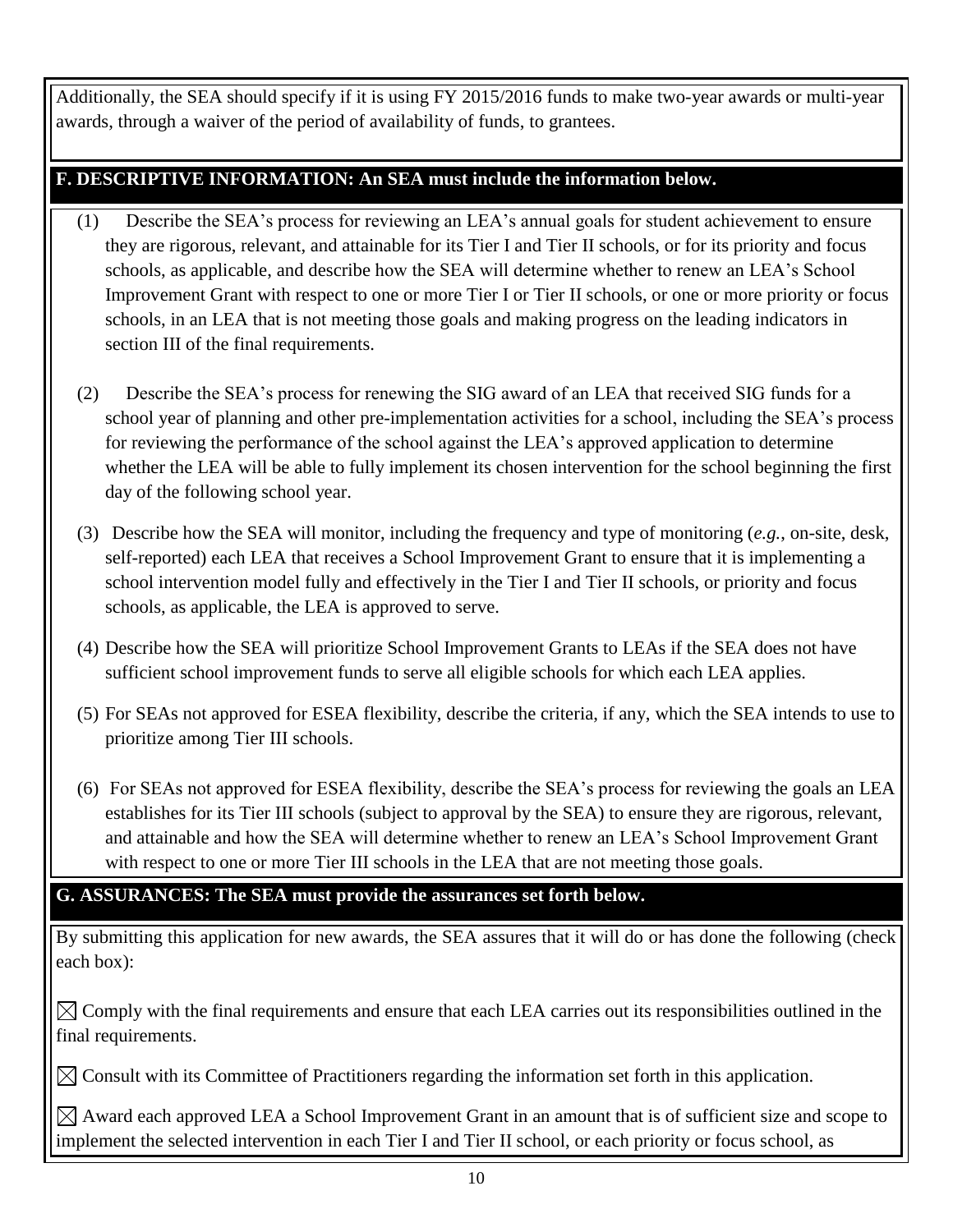Additionally, the SEA should specify if it is using FY 2015/2016 funds to make two-year awards or multi-year awards, through a waiver of the period of availability of funds, to grantees.

## F. DESCRIPTIVE INFORMATION: An SEA must include the information below.

(1) Describe the SEA's process for reviewing an LEA's annual goals for student achievement to ensure they are rigorous, relevant, and attainable for its Tier I and Tier II schools, or for its priority and focus schools, as applicable, and describe how the SEA will determine whether to renew an LEA's School Improvement Grant with respect to one or more Tier I or Tier II schools, or one or more priority or focus schools, in an LEA that is not meeting those goals and making progress on the leading indicators in section III of the final requirements.

(2) Describe the SEA's process for renewing the SIG award of an LEA that received SIG funds for a school year of planning and other pre-implementation activities for a school, including the SEA's process for reviewing the performance of the school against the LEA's approved application to determine whether the LEA will be able to fully implement its chosen intervention for the school beginning the first day of the following school year.

(3) Describe how the SEA will monitor, including the frequency and type of monitoring (*e.g.*, on-site, desk, self-reported) each LEA that receives a School Improvement Grant to ensure that it is implementing a school intervention model fully and effectively in the Tier I and Tier II schools, or priority and focus schools, as applicable, the LEA is approved to serve.

(4) Describe how the SEA will prioritize School Improvement Grants to LEAs if the SEA does not have sufficient school improvement funds to serve all eligible schools for which each LEA applies.

(5) For SEAs not approved for ESEA flexibility, describe the criteria, if any, which the SEA intends to use to prioritize among Tier III schools.

(6) For SEAs not approved for ESEA flexibility, describe the SEA's process for reviewing the goals an LEA establishes for its Tier III schools (subject to approval by the SEA) to ensure they are rigorous, relevant, and attainable and how the SEA will determine whether to renew an LEA's School Improvement Grant with respect to one or more Tier III schools in the LEA that are not meeting those goals.

## G. ASSURANCES: The SEA must provide the assurances set forth below.

By submitting this application for new awards, the SEA assures that it will do or has done the following (check each box):

☒ Comply with the final requirements and ensure that each LEA carries out its responsibilities outlined in the final requirements.

☒ Consult with its Committee of Practitioners regarding the information set forth in this application.

☒ Award each approved LEA a School Improvement Grant in an amount that is of sufficient size and scope to implement the selected intervention in each Tier I and Tier II school, or each priority or focus school, as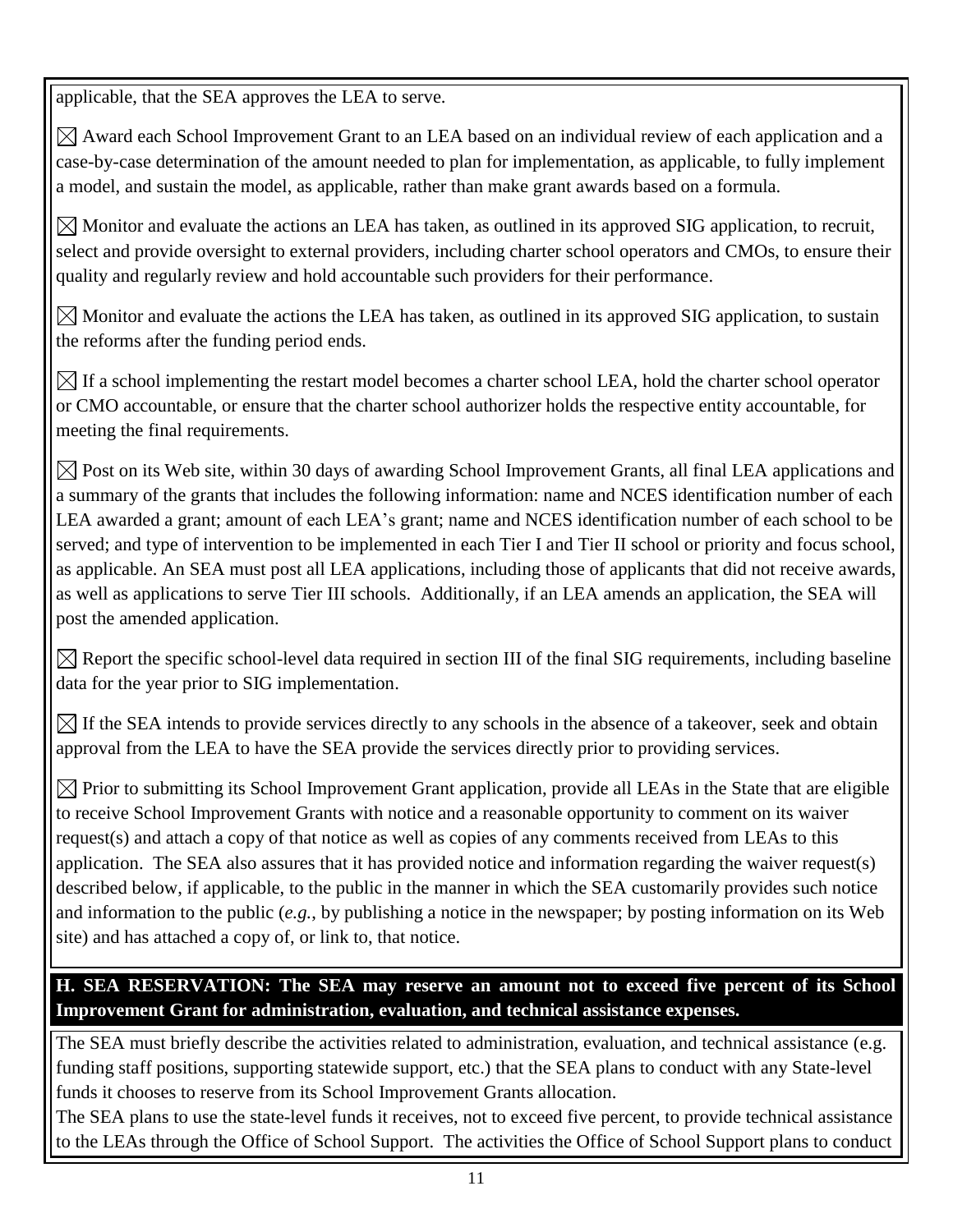applicable, that the SEA approves the LEA to serve.

☒ Award each School Improvement Grant to an LEA based on an individual review of each application and a case-by-case determination of the amount needed to plan for implementation, as applicable, to fully implement a model, and sustain the model, as applicable, rather than make grant awards based on a formula.

☒ Monitor and evaluate the actions an LEA has taken, as outlined in its approved SIG application, to recruit, select and provide oversight to external providers, including charter school operators and CMOs, to ensure their quality and regularly review and hold accountable such providers for their performance.

☒ Monitor and evaluate the actions the LEA has taken, as outlined in its approved SIG application, to sustain the reforms after the funding period ends.

☒ If a school implementing the restart model becomes a charter school LEA, hold the charter school operator or CMO accountable, or ensure that the charter school authorizer holds the respective entity accountable, for meeting the final requirements.

☒ Post on its Web site, within 30 days of awarding School Improvement Grants, all final LEA applications and a summary of the grants that includes the following information: name and NCES identification number of each LEA awarded a grant; amount of each LEA's grant; name and NCES identification number of each school to be served; and type of intervention to be implemented in each Tier I and Tier II school or priority and focus school, as applicable. An SEA must post all LEA applications, including those of applicants that did not receive awards, as well as applications to serve Tier III schools. Additionally, if an LEA amends an application, the SEA will post the amended application.

☒ Report the specific school-level data required in section III of the final SIG requirements, including baseline data for the year prior to SIG implementation.

☒ If the SEA intends to provide services directly to any schools in the absence of a takeover, seek and obtain approval from the LEA to have the SEA provide the services directly prior to providing services.

☒ Prior to submitting its School Improvement Grant application, provide all LEAs in the State that are eligible to receive School Improvement Grants with notice and a reasonable opportunity to comment on its waiver request(s) and attach a copy of that notice as well as copies of any comments received from LEAs to this application. The SEA also assures that it has provided notice and information regarding the waiver request(s) described below, if applicable, to the public in the manner in which the SEA customarily provides such notice and information to the public (*e.g.*, by publishing a notice in the newspaper; by posting information on its Web site) and has attached a copy of, or link to, that notice.

**H. SEA RESERVATION: The SEA may reserve an amount not to exceed five percent of its School Improvement Grant for administration, evaluation, and technical assistance expenses.**

The SEA must briefly describe the activities related to administration, evaluation, and technical assistance (e.g. funding staff positions, supporting statewide support, etc.) that the SEA plans to conduct with any State-level funds it chooses to reserve from its School Improvement Grants allocation.

The SEA plans to use the state-level funds it receives, not to exceed five percent, to provide technical assistance to the LEAs through the Office of School Support. The activities the Office of School Support plans to conduct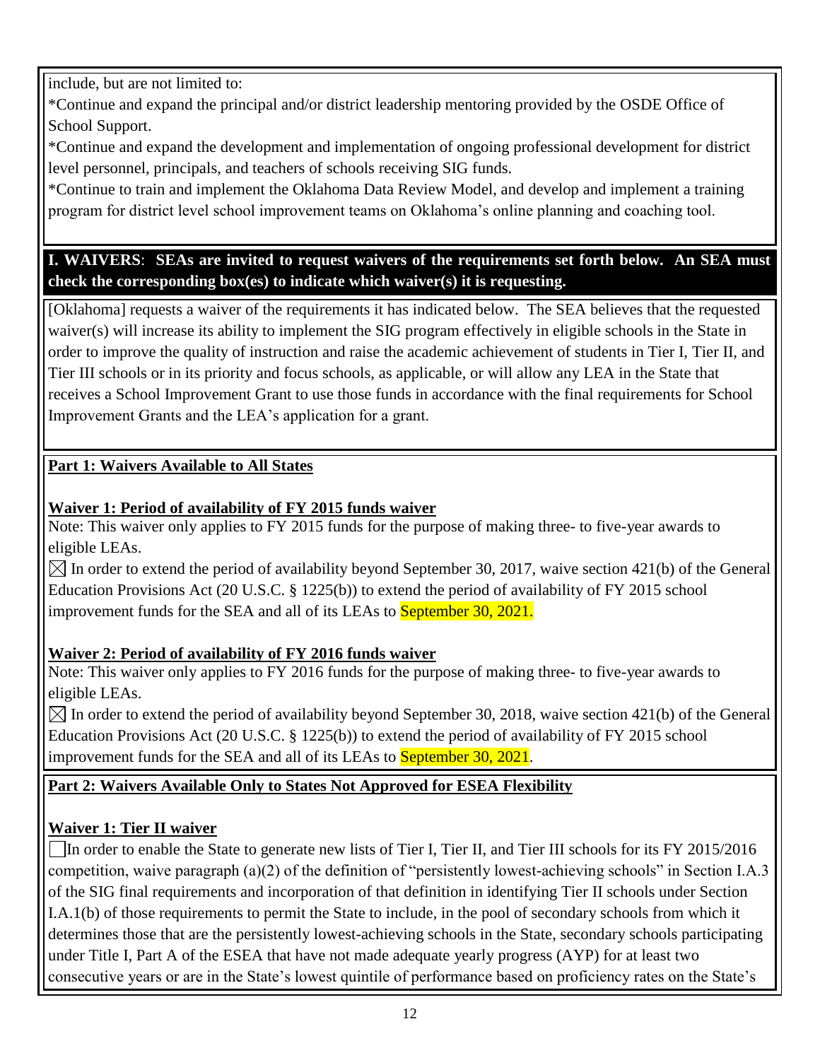include, but are not limited to:

*Continue and expand the principal and/or district leadership mentoring provided by the OSDE Office of School Support.

*Continue and expand the development and implementation of ongoing professional development for district level personnel, principals, and teachers of schools receiving SIG funds.

*Continue to train and implement the Oklahoma Data Review Model, and develop and implement a training program for district level school improvement teams on Oklahoma's online planning and coaching tool.

**I. WAIVERS: SEAs are invited to request waivers of the requirements set forth below. An SEA must check the corresponding box(es) to indicate which waiver(s) it is requesting.**

[Oklahoma] requests a waiver of the requirements it has indicated below. The SEA believes that the requested waiver(s) will increase its ability to implement the SIG program effectively in eligible schools in the State in order to improve the quality of instruction and raise the academic achievement of students in Tier I, Tier II, and Tier III schools or in its priority and focus schools, as applicable, or will allow any LEA in the State that receives a School Improvement Grant to use those funds in accordance with the final requirements for School Improvement Grants and the LEA's application for a grant.

**Part 1: Waivers Available to All States**

**Waiver 1: Period of availability of FY 2015 funds waiver**

Note: This waiver only applies to FY 2015 funds for the purpose of making three- to five-year awards to eligible LEAs.

☒ In order to extend the period of availability beyond September 30, 2017, waive section 421(b) of the General Education Provisions Act (20 U.S.C. § 1225(b)) to extend the period of availability of FY 2015 school improvement funds for the SEA and all of its LEAs to September 30, 2021.

**Waiver 2: Period of availability of FY 2016 funds waiver**

Note: This waiver only applies to FY 2016 funds for the purpose of making three- to five-year awards to eligible LEAs.

☒ In order to extend the period of availability beyond September 30, 2018, waive section 421(b) of the General Education Provisions Act (20 U.S.C. § 1225(b)) to extend the period of availability of FY 2015 school improvement funds for the SEA and all of its LEAs to September 30, 2021.

**Part 2: Waivers Available Only to States Not Approved for ESEA Flexibility**

**Waiver 1: Tier II waiver**

☐ In order to enable the State to generate new lists of Tier I, Tier II, and Tier III schools for its FY 2015/2016 competition, waive paragraph (a)(2) of the definition of "persistently lowest-achieving schools" in Section I.A.3 of the SIG final requirements and incorporation of that definition in identifying Tier II schools under Section I.A.1(b) of those requirements to permit the State to include, in the pool of secondary schools from which it determines those that are the persistently lowest-achieving schools in the State, secondary schools participating under Title I, Part A of the ESEA that have not made adequate yearly progress (AYP) for at least two consecutive years or are in the State's lowest quintile of performance based on proficiency rates on the State's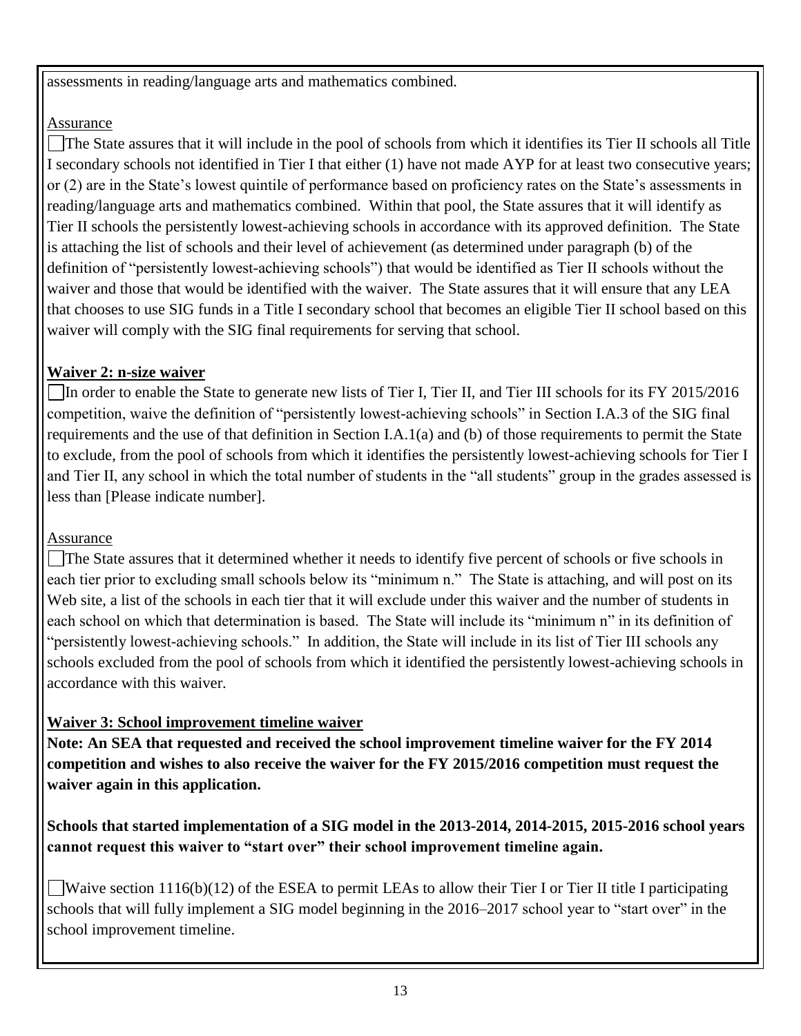assessments in reading/language arts and mathematics combined.

Assurance

☐ The State assures that it will include in the pool of schools from which it identifies its Tier II schools all Title I secondary schools not identified in Tier I that either (1) have not made AYP for at least two consecutive years; or (2) are in the State's lowest quintile of performance based on proficiency rates on the State's assessments in reading/language arts and mathematics combined. Within that pool, the State assures that it will identify as Tier II schools the persistently lowest-achieving schools in accordance with its approved definition. The State is attaching the list of schools and their level of achievement (as determined under paragraph (b) of the definition of "persistently lowest-achieving schools") that would be identified as Tier II schools without the waiver and those that would be identified with the waiver. The State assures that it will ensure that any LEA that chooses to use SIG funds in a Title I secondary school that becomes an eligible Tier II school based on this waiver will comply with the SIG final requirements for serving that school.

**Waiver 2: n-size waiver**

☐ In order to enable the State to generate new lists of Tier I, Tier II, and Tier III schools for its FY 2015/2016 competition, waive the definition of "persistently lowest-achieving schools" in Section I.A.3 of the SIG final requirements and the use of that definition in Section I.A.1(a) and (b) of those requirements to permit the State to exclude, from the pool of schools from which it identifies the persistently lowest-achieving schools for Tier I and Tier II, any school in which the total number of students in the "all students" group in the grades assessed is less than [Please indicate number].

Assurance

☐ The State assures that it determined whether it needs to identify five percent of schools or five schools in each tier prior to excluding small schools below its "minimum n." The State is attaching, and will post on its Web site, a list of the schools in each tier that it will exclude under this waiver and the number of students in each school on which that determination is based. The State will include its "minimum n" in its definition of "persistently lowest-achieving schools." In addition, the State will include in its list of Tier III schools any schools excluded from the pool of schools from which it identified the persistently lowest-achieving schools in accordance with this waiver.

**Waiver 3: School improvement timeline waiver**

**Note: An SEA that requested and received the school improvement timeline waiver for the FY 2014 competition and wishes to also receive the waiver for the FY 2015/2016 competition must request the waiver again in this application.**

**Schools that started implementation of a SIG model in the 2013-2014, 2014-2015, 2015-2016 school years cannot request this waiver to "start over" their school improvement timeline again.**

☐ Waive section 1116(b)(12) of the ESEA to permit LEAs to allow their Tier I or Tier II title I participating schools that will fully implement a SIG model beginning in the 2016–2017 school year to "start over" in the school improvement timeline.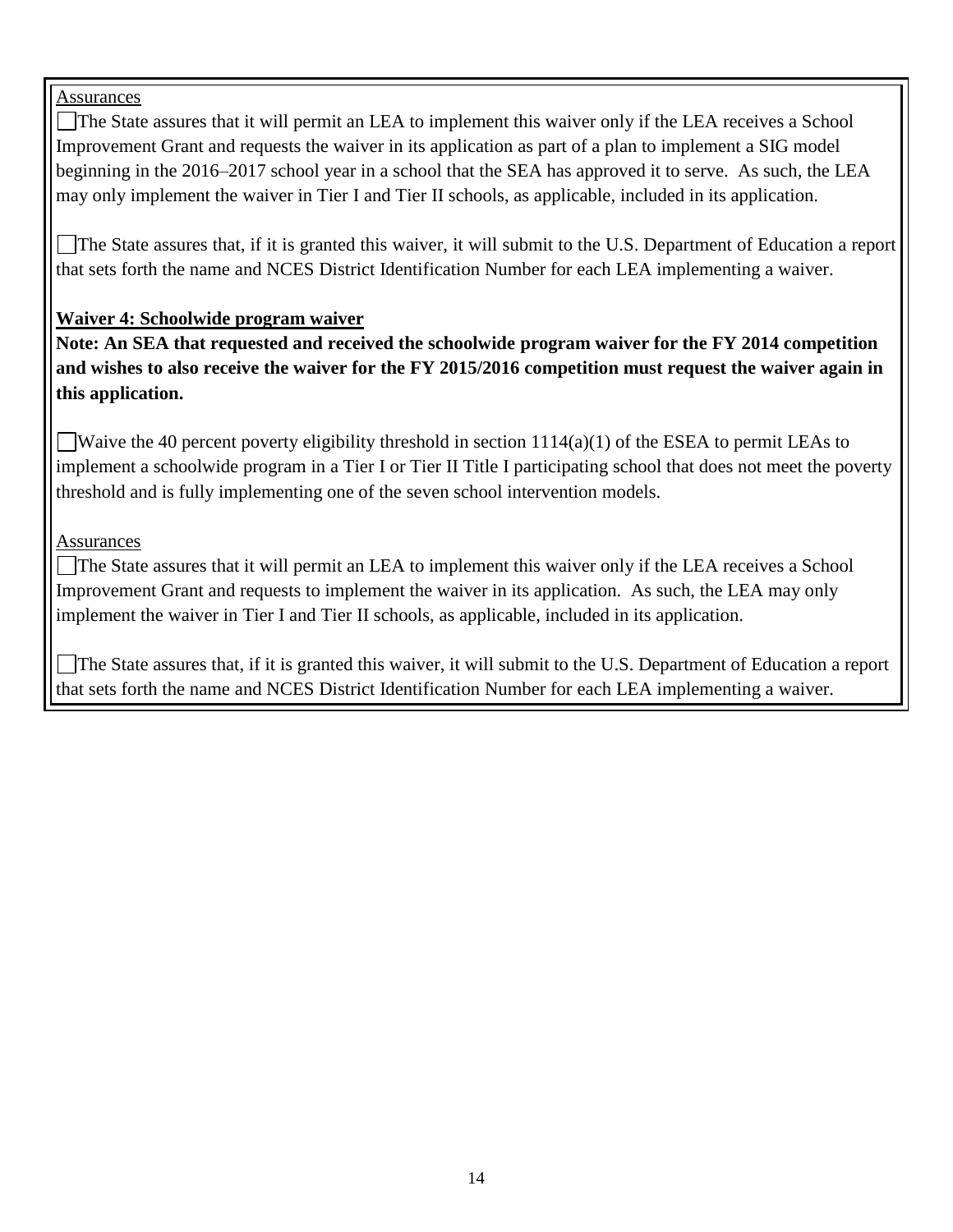Assurances

☐ The State assures that it will permit an LEA to implement this waiver only if the LEA receives a School Improvement Grant and requests the waiver in its application as part of a plan to implement a SIG model beginning in the 2016–2017 school year in a school that the SEA has approved it to serve. As such, the LEA may only implement the waiver in Tier I and Tier II schools, as applicable, included in its application.

☐ The State assures that, if it is granted this waiver, it will submit to the U.S. Department of Education a report that sets forth the name and NCES District Identification Number for each LEA implementing a waiver.

**Waiver 4: Schoolwide program waiver**

**Note: An SEA that requested and received the schoolwide program waiver for the FY 2014 competition and wishes to also receive the waiver for the FY 2015/2016 competition must request the waiver again in this application.**

☐ Waive the 40 percent poverty eligibility threshold in section 1114(a)(1) of the ESEA to permit LEAs to implement a schoolwide program in a Tier I or Tier II Title I participating school that does not meet the poverty threshold and is fully implementing one of the seven school intervention models.

Assurances

☐ The State assures that it will permit an LEA to implement this waiver only if the LEA receives a School Improvement Grant and requests to implement the waiver in its application. As such, the LEA may only implement the waiver in Tier I and Tier II schools, as applicable, included in its application.

☐ The State assures that, if it is granted this waiver, it will submit to the U.S. Department of Education a report that sets forth the name and NCES District Identification Number for each LEA implementing a waiver.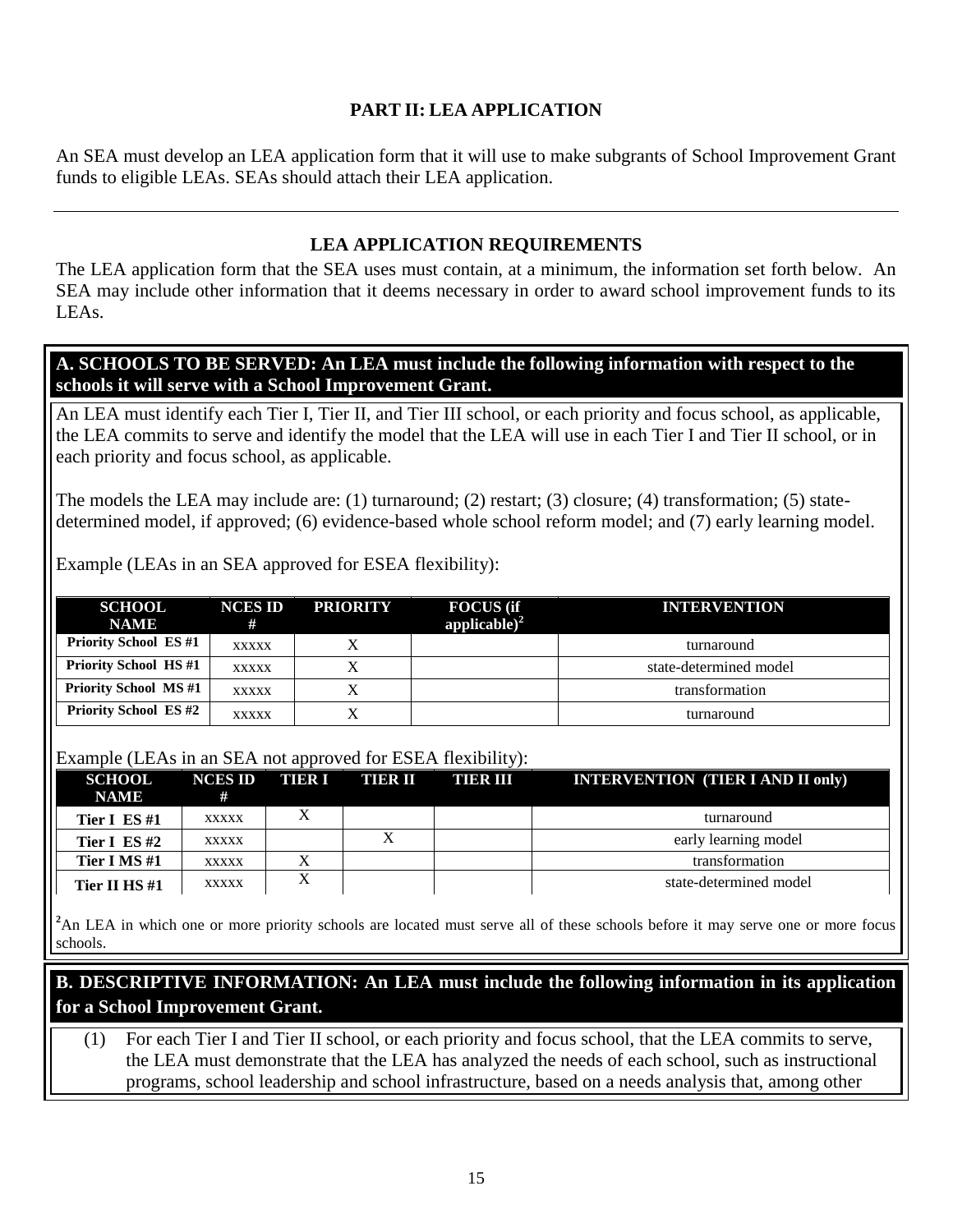## PART II: LEA APPLICATION

An SEA must develop an LEA application form that it will use to make subgrants of School Improvement Grant funds to eligible LEAs. SEAs should attach their LEA application.

---

### LEA APPLICATION REQUIREMENTS

The LEA application form that the SEA uses must contain, at a minimum, the information set forth below. An SEA may include other information that it deems necessary in order to award school improvement funds to its LEAs.

**A. SCHOOLS TO BE SERVED: An LEA must include the following information with respect to the schools it will serve with a School Improvement Grant.**

An LEA must identify each Tier I, Tier II, and Tier III school, or each priority and focus school, as applicable, the LEA commits to serve and identify the model that the LEA will use in each Tier I and Tier II school, or in each priority and focus school, as applicable.

The models the LEA may include are: (1) turnaround; (2) restart; (3) closure; (4) transformation; (5) state-determined model, if approved; (6) evidence-based whole school reform model; and (7) early learning model.

Example (LEAs in an SEA approved for ESEA flexibility):

| SCHOOL NAME | NCES ID # | PRIORITY | FOCUS (if applicable)[2] | INTERVENTION |
|---|---|---|---|---|
| Priority School ES #1 | xxxxx | X | | turnaround |
| Priority School HS #1 | xxxxx | X | | state-determined model |
| Priority School MS #1 | xxxxx | X | | transformation |
| Priority School ES #2 | xxxxx | X | | turnaround |

Example (LEAs in an SEA not approved for ESEA flexibility):

| SCHOOL NAME | NCES ID # | TIER I | TIER II | TIER III | INTERVENTION (TIER I AND II only) |
|---|---|---|---|---|---|
| Tier I ES #1 | xxxxx | X | | | turnaround |
| Tier I ES #2 | xxxxx | | X | | early learning model |
| Tier I MS #1 | xxxxx | X | | | transformation |
| Tier II HS #1 | xxxxx | X | | | state-determined model |

[2]An LEA in which one or more priority schools are located must serve all of these schools before it may serve one or more focus schools.

**B. DESCRIPTIVE INFORMATION: An LEA must include the following information in its application for a School Improvement Grant.**

(1) For each Tier I and Tier II school, or each priority and focus school, that the LEA commits to serve, the LEA must demonstrate that the LEA has analyzed the needs of each school, such as instructional programs, school leadership and school infrastructure, based on a needs analysis that, among other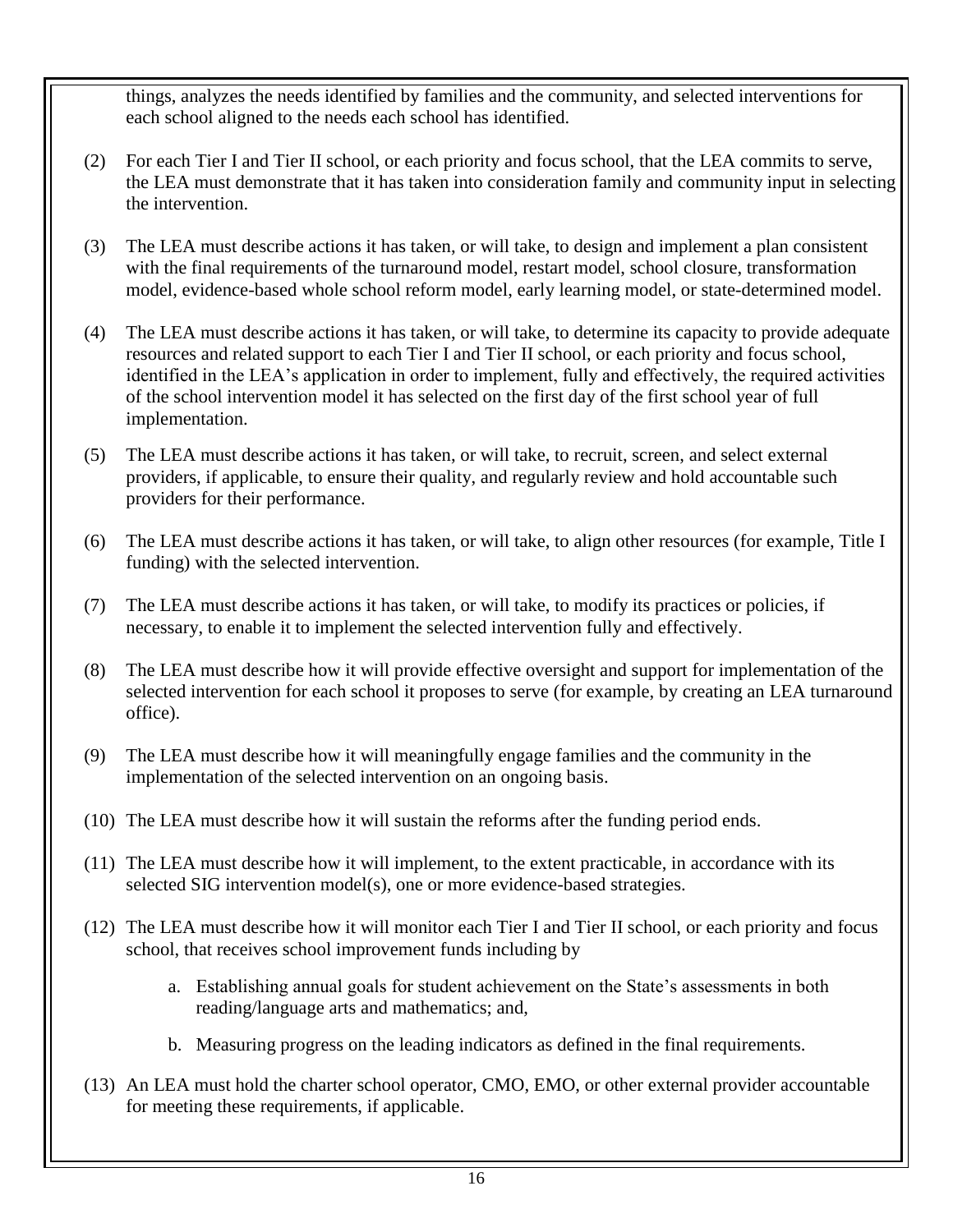things, analyzes the needs identified by families and the community, and selected interventions for each school aligned to the needs each school has identified.

(2) For each Tier I and Tier II school, or each priority and focus school, that the LEA commits to serve, the LEA must demonstrate that it has taken into consideration family and community input in selecting the intervention.

(3) The LEA must describe actions it has taken, or will take, to design and implement a plan consistent with the final requirements of the turnaround model, restart model, school closure, transformation model, evidence-based whole school reform model, early learning model, or state-determined model.

(4) The LEA must describe actions it has taken, or will take, to determine its capacity to provide adequate resources and related support to each Tier I and Tier II school, or each priority and focus school, identified in the LEA's application in order to implement, fully and effectively, the required activities of the school intervention model it has selected on the first day of the first school year of full implementation.

(5) The LEA must describe actions it has taken, or will take, to recruit, screen, and select external providers, if applicable, to ensure their quality, and regularly review and hold accountable such providers for their performance.

(6) The LEA must describe actions it has taken, or will take, to align other resources (for example, Title I funding) with the selected intervention.

(7) The LEA must describe actions it has taken, or will take, to modify its practices or policies, if necessary, to enable it to implement the selected intervention fully and effectively.

(8) The LEA must describe how it will provide effective oversight and support for implementation of the selected intervention for each school it proposes to serve (for example, by creating an LEA turnaround office).

(9) The LEA must describe how it will meaningfully engage families and the community in the implementation of the selected intervention on an ongoing basis.

(10) The LEA must describe how it will sustain the reforms after the funding period ends.

(11) The LEA must describe how it will implement, to the extent practicable, in accordance with its selected SIG intervention model(s), one or more evidence-based strategies.

(12) The LEA must describe how it will monitor each Tier I and Tier II school, or each priority and focus school, that receives school improvement funds including by

   a. Establishing annual goals for student achievement on the State's assessments in both reading/language arts and mathematics; and,

   b. Measuring progress on the leading indicators as defined in the final requirements.

(13) An LEA must hold the charter school operator, CMO, EMO, or other external provider accountable for meeting these requirements, if applicable.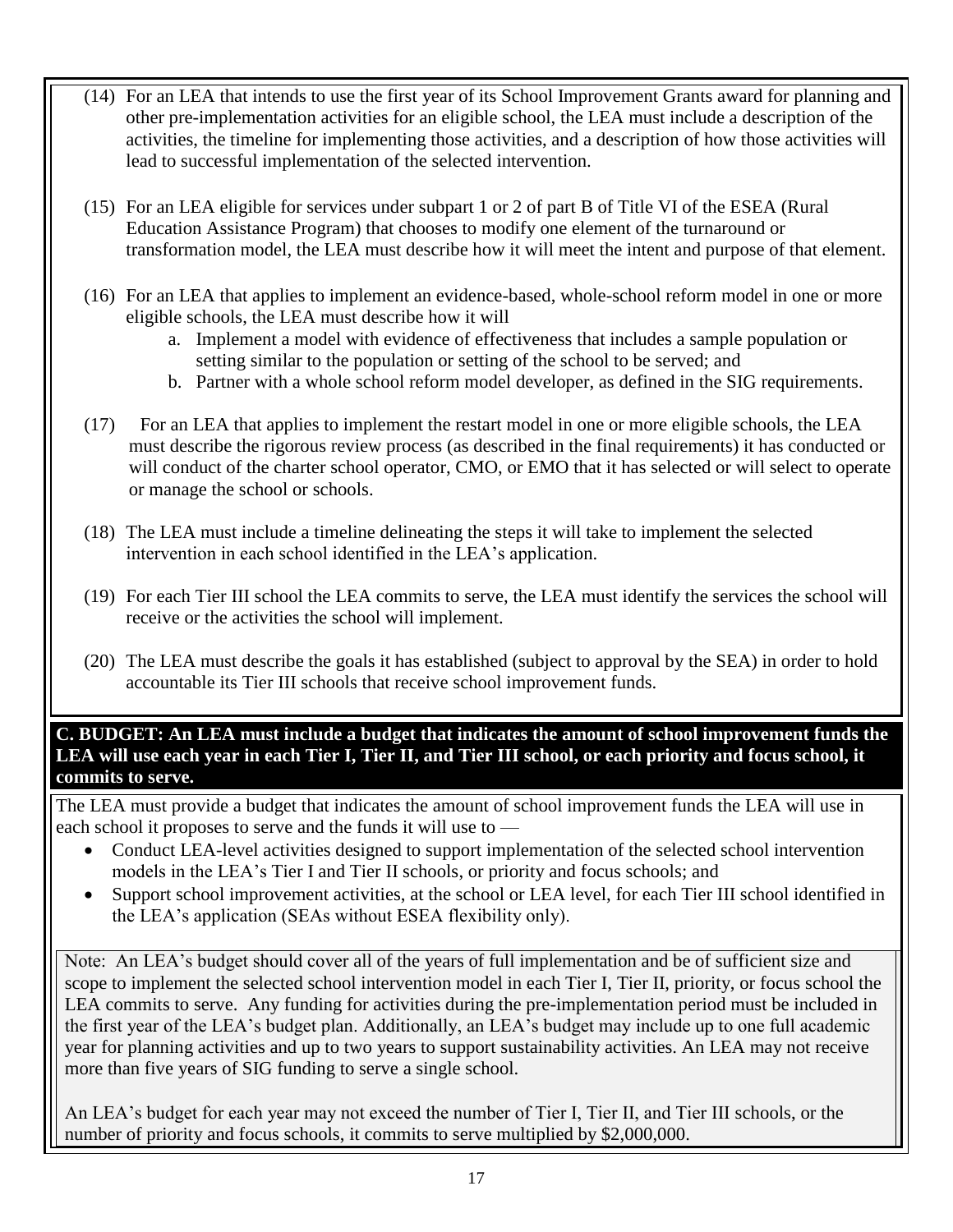(14) For an LEA that intends to use the first year of its School Improvement Grants award for planning and other pre-implementation activities for an eligible school, the LEA must include a description of the activities, the timeline for implementing those activities, and a description of how those activities will lead to successful implementation of the selected intervention.

(15) For an LEA eligible for services under subpart 1 or 2 of part B of Title VI of the ESEA (Rural Education Assistance Program) that chooses to modify one element of the turnaround or transformation model, the LEA must describe how it will meet the intent and purpose of that element.

(16) For an LEA that applies to implement an evidence-based, whole-school reform model in one or more eligible schools, the LEA must describe how it will

a. Implement a model with evidence of effectiveness that includes a sample population or setting similar to the population or setting of the school to be served; and
b. Partner with a whole school reform model developer, as defined in the SIG requirements.

(17) For an LEA that applies to implement the restart model in one or more eligible schools, the LEA must describe the rigorous review process (as described in the final requirements) it has conducted or will conduct of the charter school operator, CMO, or EMO that it has selected or will select to operate or manage the school or schools.

(18) The LEA must include a timeline delineating the steps it will take to implement the selected intervention in each school identified in the LEA's application.

(19) For each Tier III school the LEA commits to serve, the LEA must identify the services the school will receive or the activities the school will implement.

(20) The LEA must describe the goals it has established (subject to approval by the SEA) in order to hold accountable its Tier III schools that receive school improvement funds.

**C. BUDGET: An LEA must include a budget that indicates the amount of school improvement funds the LEA will use each year in each Tier I, Tier II, and Tier III school, or each priority and focus school, it commits to serve.**

The LEA must provide a budget that indicates the amount of school improvement funds the LEA will use in each school it proposes to serve and the funds it will use to —

- Conduct LEA-level activities designed to support implementation of the selected school intervention models in the LEA's Tier I and Tier II schools, or priority and focus schools; and
- Support school improvement activities, at the school or LEA level, for each Tier III school identified in the LEA's application (SEAs without ESEA flexibility only).

Note: An LEA's budget should cover all of the years of full implementation and be of sufficient size and scope to implement the selected school intervention model in each Tier I, Tier II, priority, or focus school the LEA commits to serve. Any funding for activities during the pre-implementation period must be included in the first year of the LEA's budget plan. Additionally, an LEA's budget may include up to one full academic year for planning activities and up to two years to support sustainability activities. An LEA may not receive more than five years of SIG funding to serve a single school.

An LEA's budget for each year may not exceed the number of Tier I, Tier II, and Tier III schools, or the number of priority and focus schools, it commits to serve multiplied by $2,000,000.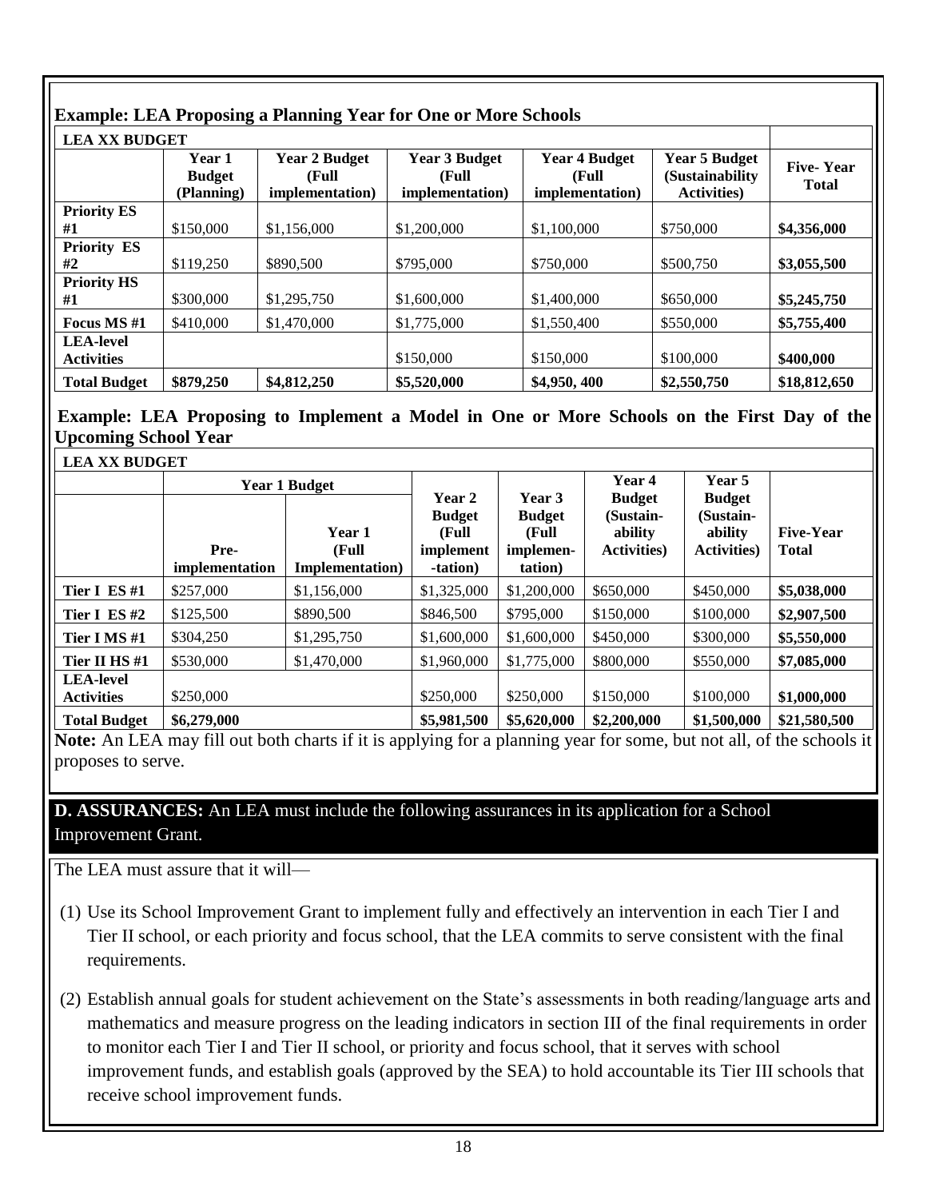### Example: LEA Proposing a Planning Year for One or More Schools

| LEA XX BUDGET | | | | | | |
|---|---|---|---|---|---|---|
| | Year 1 Budget (Planning) | Year 2 Budget (Full implementation) | Year 3 Budget (Full implementation) | Year 4 Budget (Full implementation) | Year 5 Budget (Sustainability Activities) | Five- Year Total |
| **Priority ES #1** | $150,000 | $1,156,000 | $1,200,000 | $1,100,000 | $750,000 | **$4,356,000** |
| **Priority ES #2** | $119,250 | $890,500 | $795,000 | $750,000 | $500,750 | **$3,055,500** |
| **Priority HS #1** | $300,000 | $1,295,750 | $1,600,000 | $1,400,000 | $650,000 | **$5,245,750** |
| **Focus MS #1** | $410,000 | $1,470,000 | $1,775,000 | $1,550,400 | $550,000 | **$5,755,400** |
| **LEA-level Activities** | | | $150,000 | $150,000 | $100,000 | **$400,000** |
| **Total Budget** | **$879,250** | **$4,812,250** | **$5,520,000** | **$4,950, 400** | **$2,550,750** | **$18,812,650** |

### Example: LEA Proposing to Implement a Model in One or More Schools on the First Day of the Upcoming School Year

| LEA XX BUDGET | | | | | | | |
|---|---|---|---|---|---|---|---|
| | Year 1 Budget | | Year 2 Budget (Full implement -tation) | Year 3 Budget (Full implemen-tation) | Year 4 Budget (Sustain-ability Activities) | Year 5 Budget (Sustain-ability Activities) | Five-Year Total |
| | Pre-implementation | Year 1 (Full Implementation) | | | | | |
| **Tier I ES #1** | $257,000 | $1,156,000 | $1,325,000 | $1,200,000 | $650,000 | $450,000 | **$5,038,000** |
| **Tier I ES #2** | $125,500 | $890,500 | $846,500 | $795,000 | $150,000 | $100,000 | **$2,907,500** |
| **Tier I MS #1** | $304,250 | $1,295,750 | $1,600,000 | $1,600,000 | $450,000 | $300,000 | **$5,550,000** |
| **Tier II HS #1** | $530,000 | $1,470,000 | $1,960,000 | $1,775,000 | $800,000 | $550,000 | **$7,085,000** |
| **LEA-level Activities** | $250,000 | | $250,000 | $250,000 | $150,000 | $100,000 | **$1,000,000** |
| **Total Budget** | **$6,279,000** | | **$5,981,500** | **$5,620,000** | **$2,200,000** | **$1,500,000** | **$21,580,500** |

**Note:** An LEA may fill out both charts if it is applying for a planning year for some, but not all, of the schools it proposes to serve.

**D. ASSURANCES:** An LEA must include the following assurances in its application for a School Improvement Grant.

The LEA must assure that it will—

(1) Use its School Improvement Grant to implement fully and effectively an intervention in each Tier I and Tier II school, or each priority and focus school, that the LEA commits to serve consistent with the final requirements.

(2) Establish annual goals for student achievement on the State's assessments in both reading/language arts and mathematics and measure progress on the leading indicators in section III of the final requirements in order to monitor each Tier I and Tier II school, or priority and focus school, that it serves with school improvement funds, and establish goals (approved by the SEA) to hold accountable its Tier III schools that receive school improvement funds.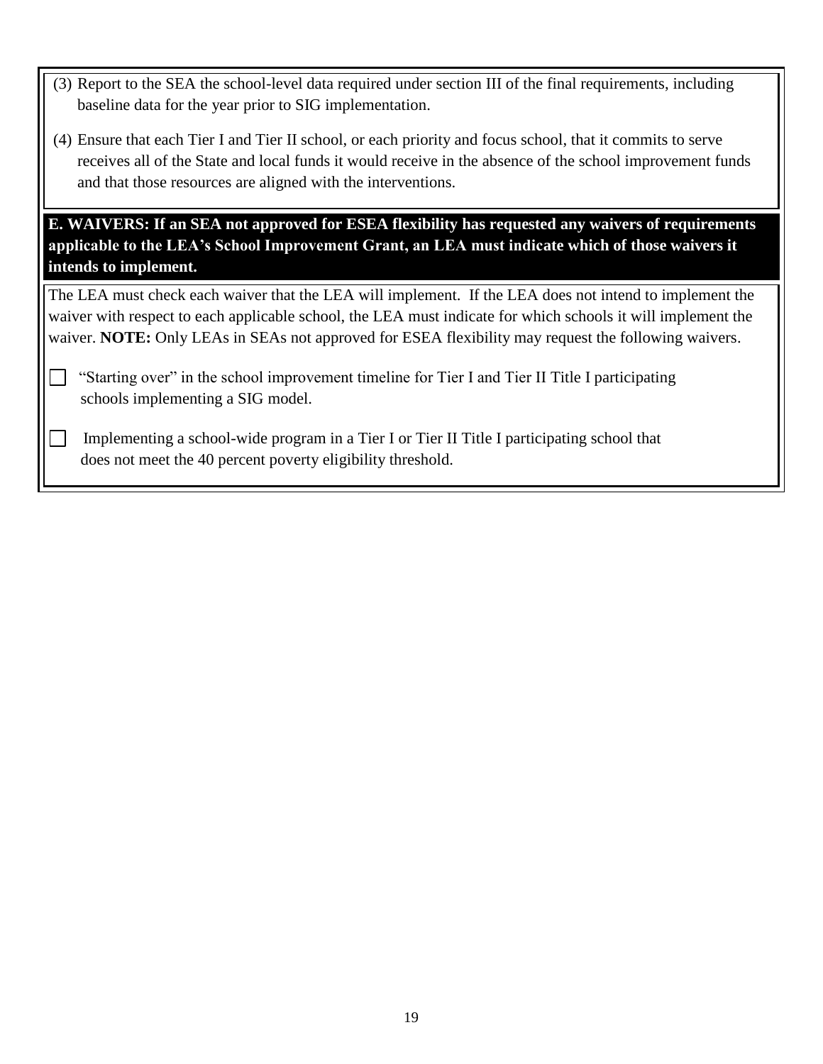(3) Report to the SEA the school-level data required under section III of the final requirements, including baseline data for the year prior to SIG implementation.

(4) Ensure that each Tier I and Tier II school, or each priority and focus school, that it commits to serve receives all of the State and local funds it would receive in the absence of the school improvement funds and that those resources are aligned with the interventions.

**E. WAIVERS: If an SEA not approved for ESEA flexibility has requested any waivers of requirements applicable to the LEA's School Improvement Grant, an LEA must indicate which of those waivers it intends to implement.**

The LEA must check each waiver that the LEA will implement. If the LEA does not intend to implement the waiver with respect to each applicable school, the LEA must indicate for which schools it will implement the waiver. **NOTE:** Only LEAs in SEAs not approved for ESEA flexibility may request the following waivers.

☐ "Starting over" in the school improvement timeline for Tier I and Tier II Title I participating schools implementing a SIG model.

☐ Implementing a school-wide program in a Tier I or Tier II Title I participating school that does not meet the 40 percent poverty eligibility threshold.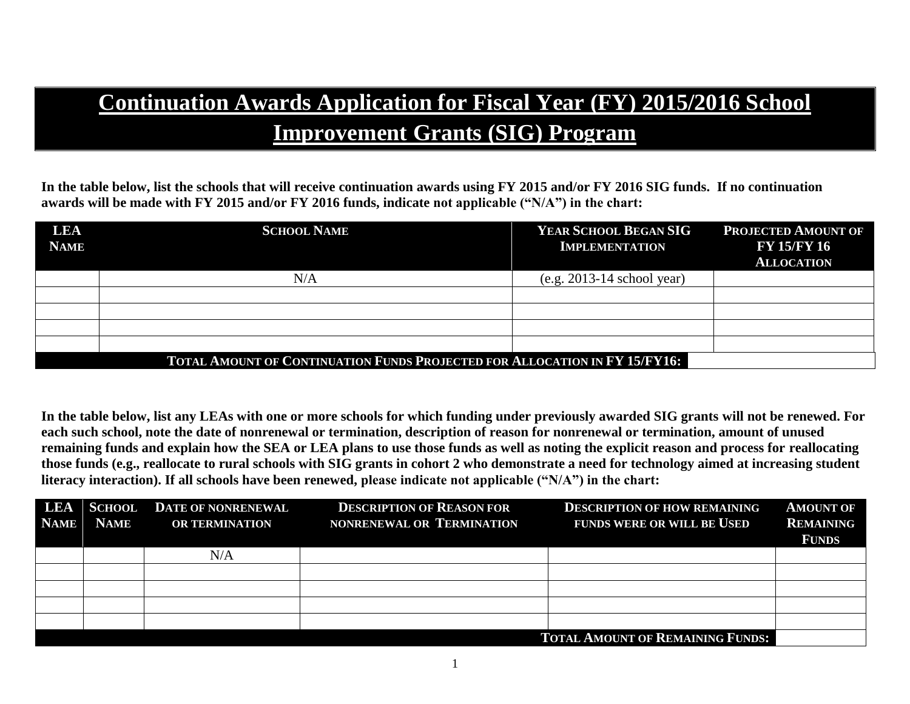# Continuation Awards Application for Fiscal Year (FY) 2015/2016 School Improvement Grants (SIG) Program

**In the table below, list the schools that will receive continuation awards using FY 2015 and/or FY 2016 SIG funds. If no continuation awards will be made with FY 2015 and/or FY 2016 funds, indicate not applicable ("N/A") in the chart:**

| LEA Name | School Name | Year School Began SIG Implementation | Projected Amount of FY 15/FY 16 Allocation |
|---|---|---|---|
| | N/A | (e.g. 2013-14 school year) | |
| | | | |
| | | | |
| | | | |
| | | | |
| **Total Amount of Continuation Funds Projected for Allocation in FY 15/FY16:** | | | |

**In the table below, list any LEAs with one or more schools for which funding under previously awarded SIG grants will not be renewed. For each such school, note the date of nonrenewal or termination, description of reason for nonrenewal or termination, amount of unused remaining funds and explain how the SEA or LEA plans to use those funds as well as noting the explicit reason and process for reallocating those funds (e.g., reallocate to rural schools with SIG grants in cohort 2 who demonstrate a need for technology aimed at increasing student literacy interaction). If all schools have been renewed, please indicate not applicable ("N/A") in the chart:**

| LEA Name | School Name | Date of Nonrenewal or Termination | Description of Reason for Nonrenewal or Termination | Description of How Remaining Funds Were or Will Be Used | Amount of Remaining Funds |
|---|---|---|---|---|---|
| | | N/A | | | |
| | | | | | |
| | | | | | |
| | | | | | |
| | | | | | |
| **Total Amount of Remaining Funds:** | | | | | |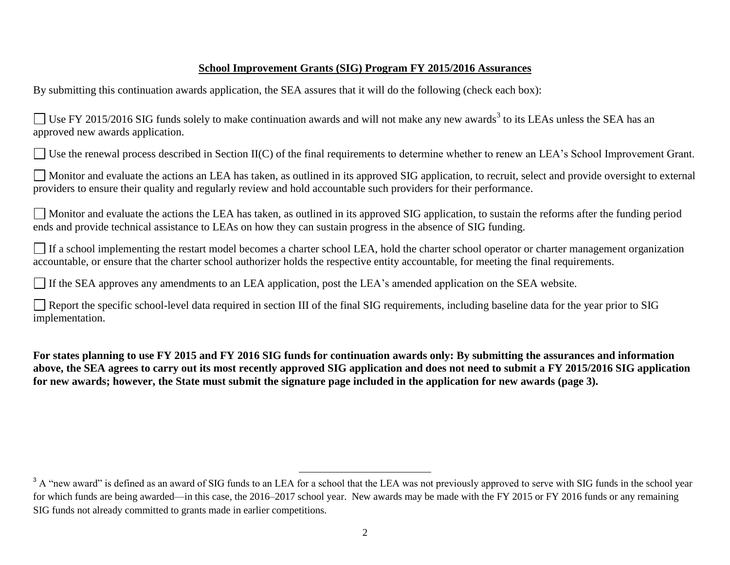**School Improvement Grants (SIG) Program FY 2015/2016 Assurances**

By submitting this continuation awards application, the SEA assures that it will do the following (check each box):

☐ Use FY 2015/2016 SIG funds solely to make continuation awards and will not make any new awards[3] to its LEAs unless the SEA has an approved new awards application.

☐ Use the renewal process described in Section II(C) of the final requirements to determine whether to renew an LEA's School Improvement Grant.

☐ Monitor and evaluate the actions an LEA has taken, as outlined in its approved SIG application, to recruit, select and provide oversight to external providers to ensure their quality and regularly review and hold accountable such providers for their performance.

☐ Monitor and evaluate the actions the LEA has taken, as outlined in its approved SIG application, to sustain the reforms after the funding period ends and provide technical assistance to LEAs on how they can sustain progress in the absence of SIG funding.

☐ If a school implementing the restart model becomes a charter school LEA, hold the charter school operator or charter management organization accountable, or ensure that the charter school authorizer holds the respective entity accountable, for meeting the final requirements.

☐ If the SEA approves any amendments to an LEA application, post the LEA's amended application on the SEA website.

☐ Report the specific school-level data required in section III of the final SIG requirements, including baseline data for the year prior to SIG implementation.

**For states planning to use FY 2015 and FY 2016 SIG funds for continuation awards only: By submitting the assurances and information above, the SEA agrees to carry out its most recently approved SIG application and does not need to submit a FY 2015/2016 SIG application for new awards; however, the State must submit the signature page included in the application for new awards (page 3).**

[3] A "new award" is defined as an award of SIG funds to an LEA for a school that the LEA was not previously approved to serve with SIG funds in the school year for which funds are being awarded—in this case, the 2016–2017 school year. New awards may be made with the FY 2015 or FY 2016 funds or any remaining SIG funds not already committed to grants made in earlier competitions.